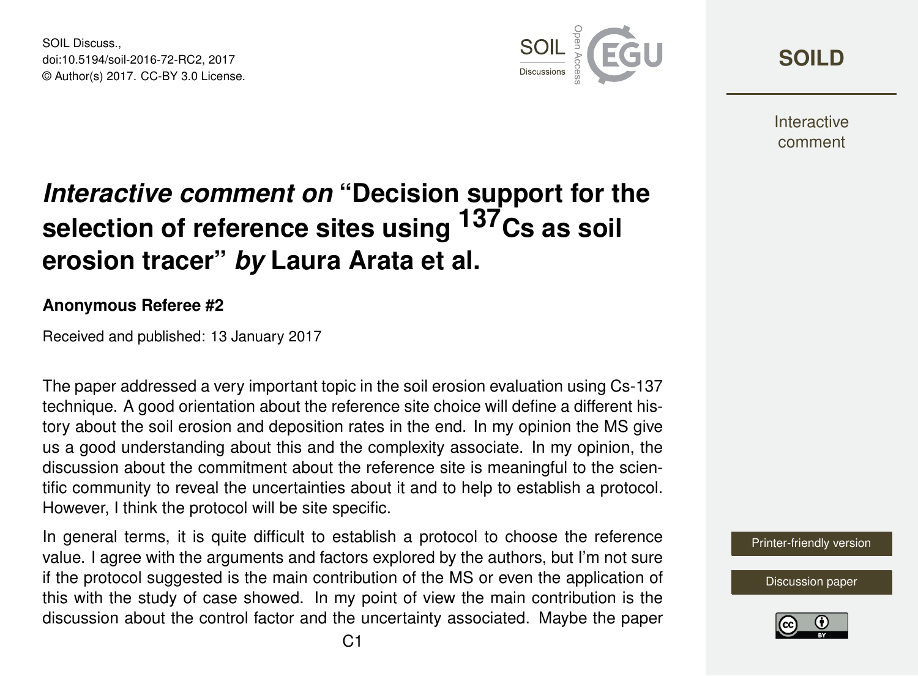# *Interactive comment on* "Decision support for the selection of reference sites using $^{137}$Cs as soil erosion tracer" *by* Laura Arata et al.

**Anonymous Referee #2**

Received and published: 13 January 2017

The paper addressed a very important topic in the soil erosion evaluation using Cs-137 technique. A good orientation about the reference site choice will define a different history about the soil erosion and deposition rates in the end. In my opinion the MS give us a good understanding about this and the complexity associate. In my opinion, the discussion about the commitment about the reference site is meaningful to the scientific community to reveal the uncertainties about it and to help to establish a protocol. However, I think the protocol will be site specific.

In general terms, it is quite difficult to establish a protocol to choose the reference value. I agree with the arguments and factors explored by the authors, but I'm not sure if the protocol suggested is the main contribution of the MS or even the application of this with the study of case showed. In my point of view the main contribution is the discussion about the control factor and the uncertainty associated. Maybe the paper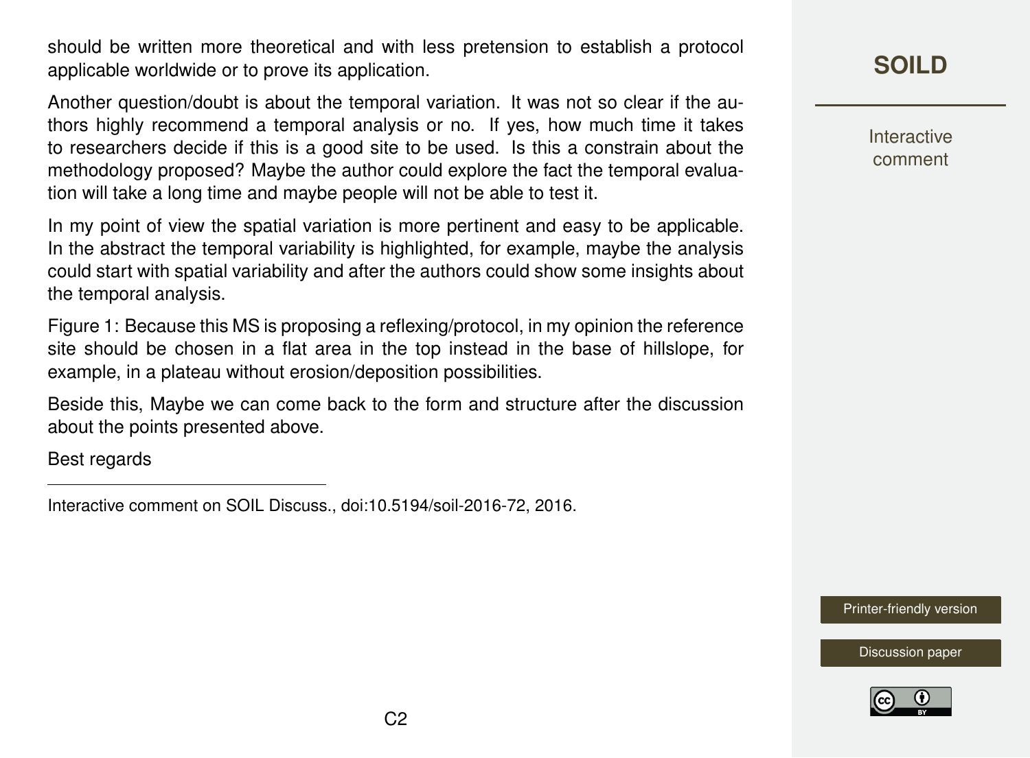should be written more theoretical and with less pretension to establish a protocol applicable worldwide or to prove its application.

Another question/doubt is about the temporal variation. It was not so clear if the authors highly recommend a temporal analysis or no. If yes, how much time it takes to researchers decide if this is a good site to be used. Is this a constrain about the methodology proposed? Maybe the author could explore the fact the temporal evaluation will take a long time and maybe people will not be able to test it.

In my point of view the spatial variation is more pertinent and easy to be applicable. In the abstract the temporal variability is highlighted, for example, maybe the analysis could start with spatial variability and after the authors could show some insights about the temporal analysis.

Figure 1: Because this MS is proposing a reflexing/protocol, in my opinion the reference site should be chosen in a flat area in the top instead in the base of hillslope, for example, in a plateau without erosion/deposition possibilities.

Beside this, Maybe we can come back to the form and structure after the discussion about the points presented above.

Best regards

---

Interactive comment on SOIL Discuss., doi:10.5194/soil-2016-72, 2016.